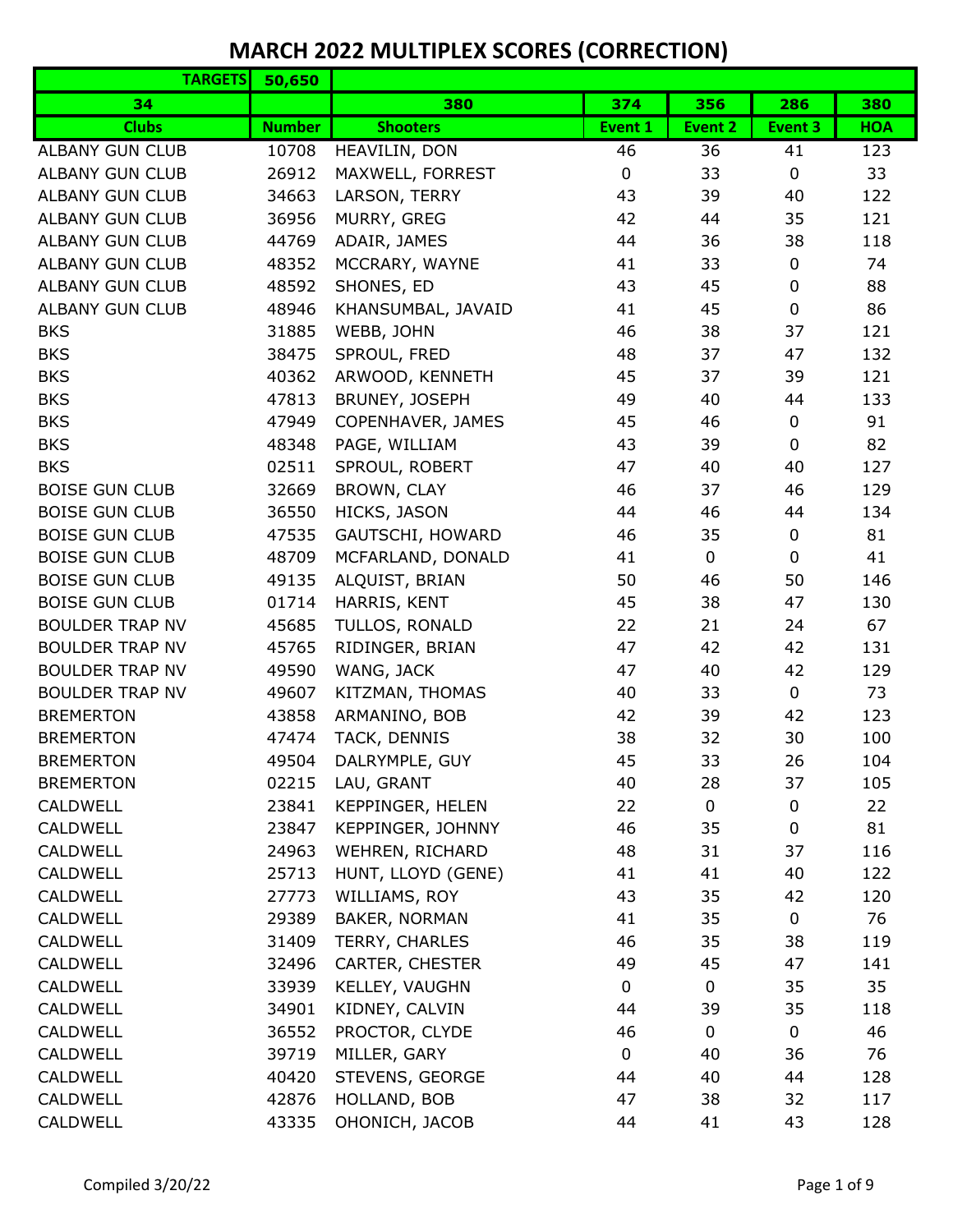# MARCH 2022 MULTIPLEX SCORES (CORRECTION)

| TARGETS | 50,650 | | | | | |
|---|---|---|---|---|---|---|
| 34 | | 380 | 374 | 356 | 286 | 380 |
| **Clubs** | **Number** | **Shooters** | **Event 1** | **Event 2** | **Event 3** | **HOA** |
| ALBANY GUN CLUB | 10708 | HEAVILIN, DON | 46 | 36 | 41 | 123 |
| ALBANY GUN CLUB | 26912 | MAXWELL, FORREST | 0 | 33 | 0 | 33 |
| ALBANY GUN CLUB | 34663 | LARSON, TERRY | 43 | 39 | 40 | 122 |
| ALBANY GUN CLUB | 36956 | MURRY, GREG | 42 | 44 | 35 | 121 |
| ALBANY GUN CLUB | 44769 | ADAIR, JAMES | 44 | 36 | 38 | 118 |
| ALBANY GUN CLUB | 48352 | MCCRARY, WAYNE | 41 | 33 | 0 | 74 |
| ALBANY GUN CLUB | 48592 | SHONES, ED | 43 | 45 | 0 | 88 |
| ALBANY GUN CLUB | 48946 | KHANSUMBAL, JAVAID | 41 | 45 | 0 | 86 |
| BKS | 31885 | WEBB, JOHN | 46 | 38 | 37 | 121 |
| BKS | 38475 | SPROUL, FRED | 48 | 37 | 47 | 132 |
| BKS | 40362 | ARWOOD, KENNETH | 45 | 37 | 39 | 121 |
| BKS | 47813 | BRUNEY, JOSEPH | 49 | 40 | 44 | 133 |
| BKS | 47949 | COPENHAVER, JAMES | 45 | 46 | 0 | 91 |
| BKS | 48348 | PAGE, WILLIAM | 43 | 39 | 0 | 82 |
| BKS | 02511 | SPROUL, ROBERT | 47 | 40 | 40 | 127 |
| BOISE GUN CLUB | 32669 | BROWN, CLAY | 46 | 37 | 46 | 129 |
| BOISE GUN CLUB | 36550 | HICKS, JASON | 44 | 46 | 44 | 134 |
| BOISE GUN CLUB | 47535 | GAUTSCHI, HOWARD | 46 | 35 | 0 | 81 |
| BOISE GUN CLUB | 48709 | MCFARLAND, DONALD | 41 | 0 | 0 | 41 |
| BOISE GUN CLUB | 49135 | ALQUIST, BRIAN | 50 | 46 | 50 | 146 |
| BOISE GUN CLUB | 01714 | HARRIS, KENT | 45 | 38 | 47 | 130 |
| BOULDER TRAP NV | 45685 | TULLOS, RONALD | 22 | 21 | 24 | 67 |
| BOULDER TRAP NV | 45765 | RIDINGER, BRIAN | 47 | 42 | 42 | 131 |
| BOULDER TRAP NV | 49590 | WANG, JACK | 47 | 40 | 42 | 129 |
| BOULDER TRAP NV | 49607 | KITZMAN, THOMAS | 40 | 33 | 0 | 73 |
| BREMERTON | 43858 | ARMANINO, BOB | 42 | 39 | 42 | 123 |
| BREMERTON | 47474 | TACK, DENNIS | 38 | 32 | 30 | 100 |
| BREMERTON | 49504 | DALRYMPLE, GUY | 45 | 33 | 26 | 104 |
| BREMERTON | 02215 | LAU, GRANT | 40 | 28 | 37 | 105 |
| CALDWELL | 23841 | KEPPINGER, HELEN | 22 | 0 | 0 | 22 |
| CALDWELL | 23847 | KEPPINGER, JOHNNY | 46 | 35 | 0 | 81 |
| CALDWELL | 24963 | WEHREN, RICHARD | 48 | 31 | 37 | 116 |
| CALDWELL | 25713 | HUNT, LLOYD (GENE) | 41 | 41 | 40 | 122 |
| CALDWELL | 27773 | WILLIAMS, ROY | 43 | 35 | 42 | 120 |
| CALDWELL | 29389 | BAKER, NORMAN | 41 | 35 | 0 | 76 |
| CALDWELL | 31409 | TERRY, CHARLES | 46 | 35 | 38 | 119 |
| CALDWELL | 32496 | CARTER, CHESTER | 49 | 45 | 47 | 141 |
| CALDWELL | 33939 | KELLEY, VAUGHN | 0 | 0 | 35 | 35 |
| CALDWELL | 34901 | KIDNEY, CALVIN | 44 | 39 | 35 | 118 |
| CALDWELL | 36552 | PROCTOR, CLYDE | 46 | 0 | 0 | 46 |
| CALDWELL | 39719 | MILLER, GARY | 0 | 40 | 36 | 76 |
| CALDWELL | 40420 | STEVENS, GEORGE | 44 | 40 | 44 | 128 |
| CALDWELL | 42876 | HOLLAND, BOB | 47 | 38 | 32 | 117 |
| CALDWELL | 43335 | OHONICH, JACOB | 44 | 41 | 43 | 128 |

Compiled 3/20/22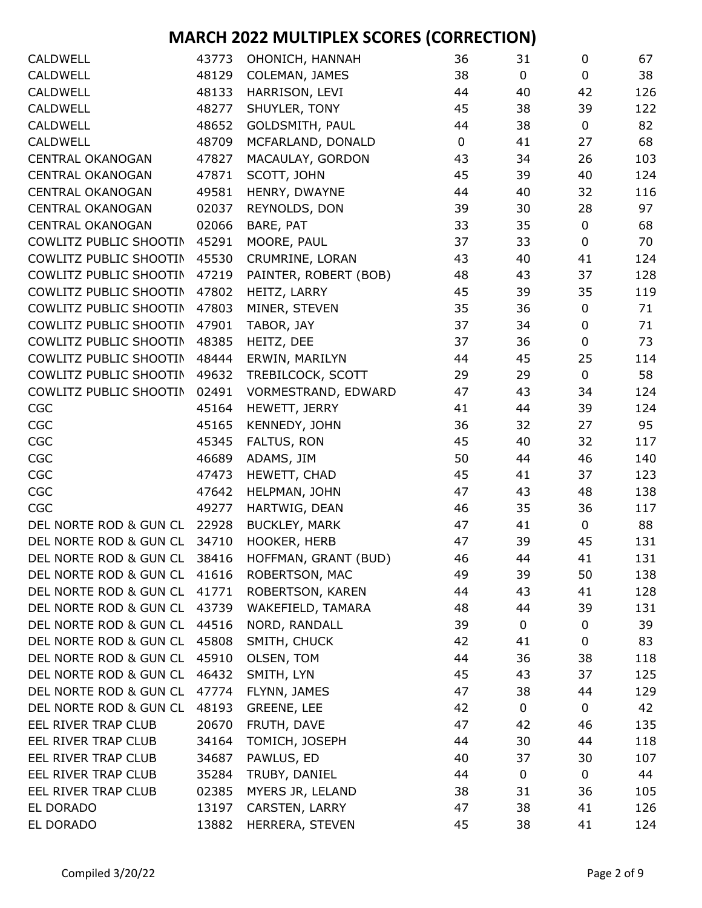# MARCH 2022 MULTIPLEX SCORES (CORRECTION)

| | | | | | | |
|---|---|---|---|---|---|---|
| CALDWELL | 43773 | OHONICH, HANNAH | 36 | 31 | 0 | 67 |
| CALDWELL | 48129 | COLEMAN, JAMES | 38 | 0 | 0 | 38 |
| CALDWELL | 48133 | HARRISON, LEVI | 44 | 40 | 42 | 126 |
| CALDWELL | 48277 | SHUYLER, TONY | 45 | 38 | 39 | 122 |
| CALDWELL | 48652 | GOLDSMITH, PAUL | 44 | 38 | 0 | 82 |
| CALDWELL | 48709 | MCFARLAND, DONALD | 0 | 41 | 27 | 68 |
| CENTRAL OKANOGAN | 47827 | MACAULAY, GORDON | 43 | 34 | 26 | 103 |
| CENTRAL OKANOGAN | 47871 | SCOTT, JOHN | 45 | 39 | 40 | 124 |
| CENTRAL OKANOGAN | 49581 | HENRY, DWAYNE | 44 | 40 | 32 | 116 |
| CENTRAL OKANOGAN | 02037 | REYNOLDS, DON | 39 | 30 | 28 | 97 |
| CENTRAL OKANOGAN | 02066 | BARE, PAT | 33 | 35 | 0 | 68 |
| COWLITZ PUBLIC SHOOTIN | 45291 | MOORE, PAUL | 37 | 33 | 0 | 70 |
| COWLITZ PUBLIC SHOOTIN | 45530 | CRUMRINE, LORAN | 43 | 40 | 41 | 124 |
| COWLITZ PUBLIC SHOOTIN | 47219 | PAINTER, ROBERT (BOB) | 48 | 43 | 37 | 128 |
| COWLITZ PUBLIC SHOOTIN | 47802 | HEITZ, LARRY | 45 | 39 | 35 | 119 |
| COWLITZ PUBLIC SHOOTIN | 47803 | MINER, STEVEN | 35 | 36 | 0 | 71 |
| COWLITZ PUBLIC SHOOTIN | 47901 | TABOR, JAY | 37 | 34 | 0 | 71 |
| COWLITZ PUBLIC SHOOTIN | 48385 | HEITZ, DEE | 37 | 36 | 0 | 73 |
| COWLITZ PUBLIC SHOOTIN | 48444 | ERWIN, MARILYN | 44 | 45 | 25 | 114 |
| COWLITZ PUBLIC SHOOTIN | 49632 | TREBILCOCK, SCOTT | 29 | 29 | 0 | 58 |
| COWLITZ PUBLIC SHOOTIN | 02491 | VORMESTRAND, EDWARD | 47 | 43 | 34 | 124 |
| CGC | 45164 | HEWETT, JERRY | 41 | 44 | 39 | 124 |
| CGC | 45165 | KENNEDY, JOHN | 36 | 32 | 27 | 95 |
| CGC | 45345 | FALTUS, RON | 45 | 40 | 32 | 117 |
| CGC | 46689 | ADAMS, JIM | 50 | 44 | 46 | 140 |
| CGC | 47473 | HEWETT, CHAD | 45 | 41 | 37 | 123 |
| CGC | 47642 | HELPMAN, JOHN | 47 | 43 | 48 | 138 |
| CGC | 49277 | HARTWIG, DEAN | 46 | 35 | 36 | 117 |
| DEL NORTE ROD & GUN CL | 22928 | BUCKLEY, MARK | 47 | 41 | 0 | 88 |
| DEL NORTE ROD & GUN CL | 34710 | HOOKER, HERB | 47 | 39 | 45 | 131 |
| DEL NORTE ROD & GUN CL | 38416 | HOFFMAN, GRANT (BUD) | 46 | 44 | 41 | 131 |
| DEL NORTE ROD & GUN CL | 41616 | ROBERTSON, MAC | 49 | 39 | 50 | 138 |
| DEL NORTE ROD & GUN CL | 41771 | ROBERTSON, KAREN | 44 | 43 | 41 | 128 |
| DEL NORTE ROD & GUN CL | 43739 | WAKEFIELD, TAMARA | 48 | 44 | 39 | 131 |
| DEL NORTE ROD & GUN CL | 44516 | NORD, RANDALL | 39 | 0 | 0 | 39 |
| DEL NORTE ROD & GUN CL | 45808 | SMITH, CHUCK | 42 | 41 | 0 | 83 |
| DEL NORTE ROD & GUN CL | 45910 | OLSEN, TOM | 44 | 36 | 38 | 118 |
| DEL NORTE ROD & GUN CL | 46432 | SMITH, LYN | 45 | 43 | 37 | 125 |
| DEL NORTE ROD & GUN CL | 47774 | FLYNN, JAMES | 47 | 38 | 44 | 129 |
| DEL NORTE ROD & GUN CL | 48193 | GREENE, LEE | 42 | 0 | 0 | 42 |
| EEL RIVER TRAP CLUB | 20670 | FRUTH, DAVE | 47 | 42 | 46 | 135 |
| EEL RIVER TRAP CLUB | 34164 | TOMICH, JOSEPH | 44 | 30 | 44 | 118 |
| EEL RIVER TRAP CLUB | 34687 | PAWLUS, ED | 40 | 37 | 30 | 107 |
| EEL RIVER TRAP CLUB | 35284 | TRUBY, DANIEL | 44 | 0 | 0 | 44 |
| EEL RIVER TRAP CLUB | 02385 | MYERS JR, LELAND | 38 | 31 | 36 | 105 |
| EL DORADO | 13197 | CARSTEN, LARRY | 47 | 38 | 41 | 126 |
| EL DORADO | 13882 | HERRERA, STEVEN | 45 | 38 | 41 | 124 |

Compiled 3/20/22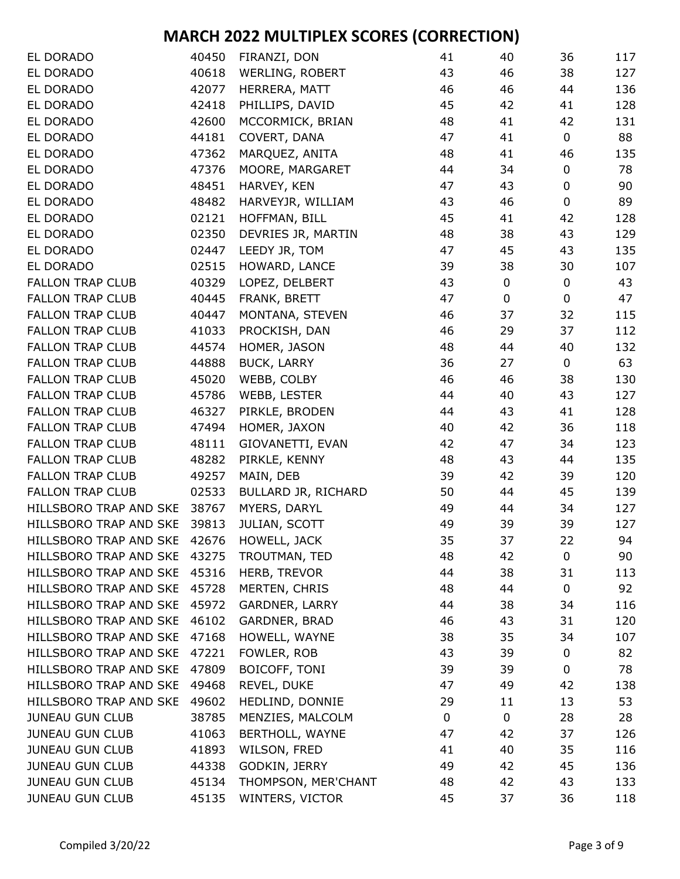# MARCH 2022 MULTIPLEX SCORES (CORRECTION)

| | | | | | | |
|---|---|---|---|---|---|---|
| EL DORADO | 40450 | FIRANZI, DON | 41 | 40 | 36 | 117 |
| EL DORADO | 40618 | WERLING, ROBERT | 43 | 46 | 38 | 127 |
| EL DORADO | 42077 | HERRERA, MATT | 46 | 46 | 44 | 136 |
| EL DORADO | 42418 | PHILLIPS, DAVID | 45 | 42 | 41 | 128 |
| EL DORADO | 42600 | MCCORMICK, BRIAN | 48 | 41 | 42 | 131 |
| EL DORADO | 44181 | COVERT, DANA | 47 | 41 | 0 | 88 |
| EL DORADO | 47362 | MARQUEZ, ANITA | 48 | 41 | 46 | 135 |
| EL DORADO | 47376 | MOORE, MARGARET | 44 | 34 | 0 | 78 |
| EL DORADO | 48451 | HARVEY, KEN | 47 | 43 | 0 | 90 |
| EL DORADO | 48482 | HARVEYJR, WILLIAM | 43 | 46 | 0 | 89 |
| EL DORADO | 02121 | HOFFMAN, BILL | 45 | 41 | 42 | 128 |
| EL DORADO | 02350 | DEVRIES JR, MARTIN | 48 | 38 | 43 | 129 |
| EL DORADO | 02447 | LEEDY JR, TOM | 47 | 45 | 43 | 135 |
| EL DORADO | 02515 | HOWARD, LANCE | 39 | 38 | 30 | 107 |
| FALLON TRAP CLUB | 40329 | LOPEZ, DELBERT | 43 | 0 | 0 | 43 |
| FALLON TRAP CLUB | 40445 | FRANK, BRETT | 47 | 0 | 0 | 47 |
| FALLON TRAP CLUB | 40447 | MONTANA, STEVEN | 46 | 37 | 32 | 115 |
| FALLON TRAP CLUB | 41033 | PROCKISH, DAN | 46 | 29 | 37 | 112 |
| FALLON TRAP CLUB | 44574 | HOMER, JASON | 48 | 44 | 40 | 132 |
| FALLON TRAP CLUB | 44888 | BUCK, LARRY | 36 | 27 | 0 | 63 |
| FALLON TRAP CLUB | 45020 | WEBB, COLBY | 46 | 46 | 38 | 130 |
| FALLON TRAP CLUB | 45786 | WEBB, LESTER | 44 | 40 | 43 | 127 |
| FALLON TRAP CLUB | 46327 | PIRKLE, BRODEN | 44 | 43 | 41 | 128 |
| FALLON TRAP CLUB | 47494 | HOMER, JAXON | 40 | 42 | 36 | 118 |
| FALLON TRAP CLUB | 48111 | GIOVANETTI, EVAN | 42 | 47 | 34 | 123 |
| FALLON TRAP CLUB | 48282 | PIRKLE, KENNY | 48 | 43 | 44 | 135 |
| FALLON TRAP CLUB | 49257 | MAIN, DEB | 39 | 42 | 39 | 120 |
| FALLON TRAP CLUB | 02533 | BULLARD JR, RICHARD | 50 | 44 | 45 | 139 |
| HILLSBORO TRAP AND SKE | 38767 | MYERS, DARYL | 49 | 44 | 34 | 127 |
| HILLSBORO TRAP AND SKE | 39813 | JULIAN, SCOTT | 49 | 39 | 39 | 127 |
| HILLSBORO TRAP AND SKE | 42676 | HOWELL, JACK | 35 | 37 | 22 | 94 |
| HILLSBORO TRAP AND SKE | 43275 | TROUTMAN, TED | 48 | 42 | 0 | 90 |
| HILLSBORO TRAP AND SKE | 45316 | HERB, TREVOR | 44 | 38 | 31 | 113 |
| HILLSBORO TRAP AND SKE | 45728 | MERTEN, CHRIS | 48 | 44 | 0 | 92 |
| HILLSBORO TRAP AND SKE | 45972 | GARDNER, LARRY | 44 | 38 | 34 | 116 |
| HILLSBORO TRAP AND SKE | 46102 | GARDNER, BRAD | 46 | 43 | 31 | 120 |
| HILLSBORO TRAP AND SKE | 47168 | HOWELL, WAYNE | 38 | 35 | 34 | 107 |
| HILLSBORO TRAP AND SKE | 47221 | FOWLER, ROB | 43 | 39 | 0 | 82 |
| HILLSBORO TRAP AND SKE | 47809 | BOICOFF, TONI | 39 | 39 | 0 | 78 |
| HILLSBORO TRAP AND SKE | 49468 | REVEL, DUKE | 47 | 49 | 42 | 138 |
| HILLSBORO TRAP AND SKE | 49602 | HEDLIND, DONNIE | 29 | 11 | 13 | 53 |
| JUNEAU GUN CLUB | 38785 | MENZIES, MALCOLM | 0 | 0 | 28 | 28 |
| JUNEAU GUN CLUB | 41063 | BERTHOLL, WAYNE | 47 | 42 | 37 | 126 |
| JUNEAU GUN CLUB | 41893 | WILSON, FRED | 41 | 40 | 35 | 116 |
| JUNEAU GUN CLUB | 44338 | GODKIN, JERRY | 49 | 42 | 45 | 136 |
| JUNEAU GUN CLUB | 45134 | THOMPSON, MER'CHANT | 48 | 42 | 43 | 133 |
| JUNEAU GUN CLUB | 45135 | WINTERS, VICTOR | 45 | 37 | 36 | 118 |

Compiled 3/20/22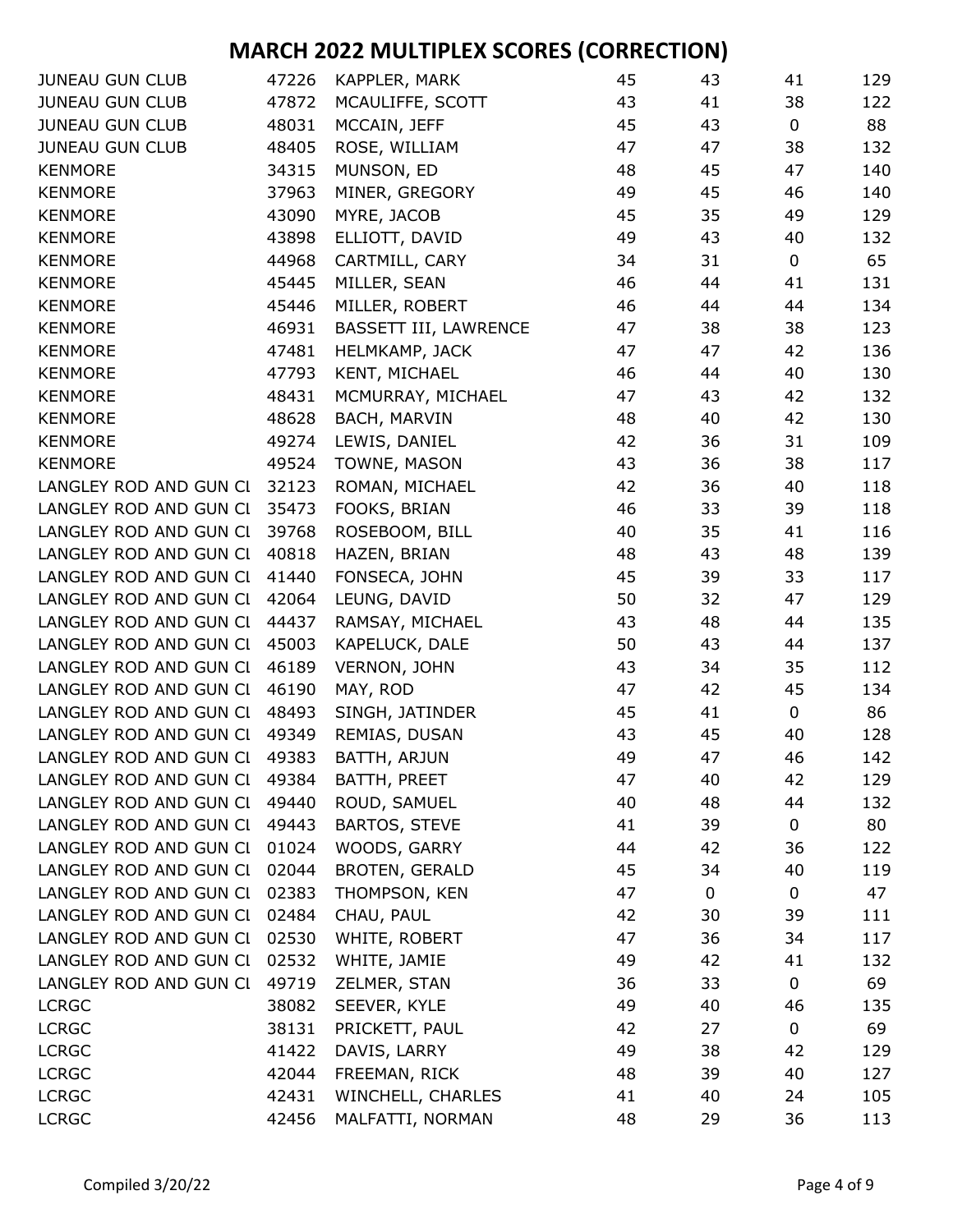# MARCH 2022 MULTIPLEX SCORES (CORRECTION)

| | | | | | | |
|---|---|---|---|---|---|---|
| JUNEAU GUN CLUB | 47226 | KAPPLER, MARK | 45 | 43 | 41 | 129 |
| JUNEAU GUN CLUB | 47872 | MCAULIFFE, SCOTT | 43 | 41 | 38 | 122 |
| JUNEAU GUN CLUB | 48031 | MCCAIN, JEFF | 45 | 43 | 0 | 88 |
| JUNEAU GUN CLUB | 48405 | ROSE, WILLIAM | 47 | 47 | 38 | 132 |
| KENMORE | 34315 | MUNSON, ED | 48 | 45 | 47 | 140 |
| KENMORE | 37963 | MINER, GREGORY | 49 | 45 | 46 | 140 |
| KENMORE | 43090 | MYRE, JACOB | 45 | 35 | 49 | 129 |
| KENMORE | 43898 | ELLIOTT, DAVID | 49 | 43 | 40 | 132 |
| KENMORE | 44968 | CARTMILL, CARY | 34 | 31 | 0 | 65 |
| KENMORE | 45445 | MILLER, SEAN | 46 | 44 | 41 | 131 |
| KENMORE | 45446 | MILLER, ROBERT | 46 | 44 | 44 | 134 |
| KENMORE | 46931 | BASSETT III, LAWRENCE | 47 | 38 | 38 | 123 |
| KENMORE | 47481 | HELMKAMP, JACK | 47 | 47 | 42 | 136 |
| KENMORE | 47793 | KENT, MICHAEL | 46 | 44 | 40 | 130 |
| KENMORE | 48431 | MCMURRAY, MICHAEL | 47 | 43 | 42 | 132 |
| KENMORE | 48628 | BACH, MARVIN | 48 | 40 | 42 | 130 |
| KENMORE | 49274 | LEWIS, DANIEL | 42 | 36 | 31 | 109 |
| KENMORE | 49524 | TOWNE, MASON | 43 | 36 | 38 | 117 |
| LANGLEY ROD AND GUN Cl | 32123 | ROMAN, MICHAEL | 42 | 36 | 40 | 118 |
| LANGLEY ROD AND GUN Cl | 35473 | FOOKS, BRIAN | 46 | 33 | 39 | 118 |
| LANGLEY ROD AND GUN Cl | 39768 | ROSEBOOM, BILL | 40 | 35 | 41 | 116 |
| LANGLEY ROD AND GUN Cl | 40818 | HAZEN, BRIAN | 48 | 43 | 48 | 139 |
| LANGLEY ROD AND GUN Cl | 41440 | FONSECA, JOHN | 45 | 39 | 33 | 117 |
| LANGLEY ROD AND GUN Cl | 42064 | LEUNG, DAVID | 50 | 32 | 47 | 129 |
| LANGLEY ROD AND GUN Cl | 44437 | RAMSAY, MICHAEL | 43 | 48 | 44 | 135 |
| LANGLEY ROD AND GUN Cl | 45003 | KAPELUCK, DALE | 50 | 43 | 44 | 137 |
| LANGLEY ROD AND GUN Cl | 46189 | VERNON, JOHN | 43 | 34 | 35 | 112 |
| LANGLEY ROD AND GUN Cl | 46190 | MAY, ROD | 47 | 42 | 45 | 134 |
| LANGLEY ROD AND GUN Cl | 48493 | SINGH, JATINDER | 45 | 41 | 0 | 86 |
| LANGLEY ROD AND GUN Cl | 49349 | REMIAS, DUSAN | 43 | 45 | 40 | 128 |
| LANGLEY ROD AND GUN Cl | 49383 | BATTH, ARJUN | 49 | 47 | 46 | 142 |
| LANGLEY ROD AND GUN Cl | 49384 | BATTH, PREET | 47 | 40 | 42 | 129 |
| LANGLEY ROD AND GUN Cl | 49440 | ROUD, SAMUEL | 40 | 48 | 44 | 132 |
| LANGLEY ROD AND GUN Cl | 49443 | BARTOS, STEVE | 41 | 39 | 0 | 80 |
| LANGLEY ROD AND GUN Cl | 01024 | WOODS, GARRY | 44 | 42 | 36 | 122 |
| LANGLEY ROD AND GUN Cl | 02044 | BROTEN, GERALD | 45 | 34 | 40 | 119 |
| LANGLEY ROD AND GUN Cl | 02383 | THOMPSON, KEN | 47 | 0 | 0 | 47 |
| LANGLEY ROD AND GUN Cl | 02484 | CHAU, PAUL | 42 | 30 | 39 | 111 |
| LANGLEY ROD AND GUN Cl | 02530 | WHITE, ROBERT | 47 | 36 | 34 | 117 |
| LANGLEY ROD AND GUN Cl | 02532 | WHITE, JAMIE | 49 | 42 | 41 | 132 |
| LANGLEY ROD AND GUN Cl | 49719 | ZELMER, STAN | 36 | 33 | 0 | 69 |
| LCRGC | 38082 | SEEVER, KYLE | 49 | 40 | 46 | 135 |
| LCRGC | 38131 | PRICKETT, PAUL | 42 | 27 | 0 | 69 |
| LCRGC | 41422 | DAVIS, LARRY | 49 | 38 | 42 | 129 |
| LCRGC | 42044 | FREEMAN, RICK | 48 | 39 | 40 | 127 |
| LCRGC | 42431 | WINCHELL, CHARLES | 41 | 40 | 24 | 105 |
| LCRGC | 42456 | MALFATTI, NORMAN | 48 | 29 | 36 | 113 |

Compiled 3/20/22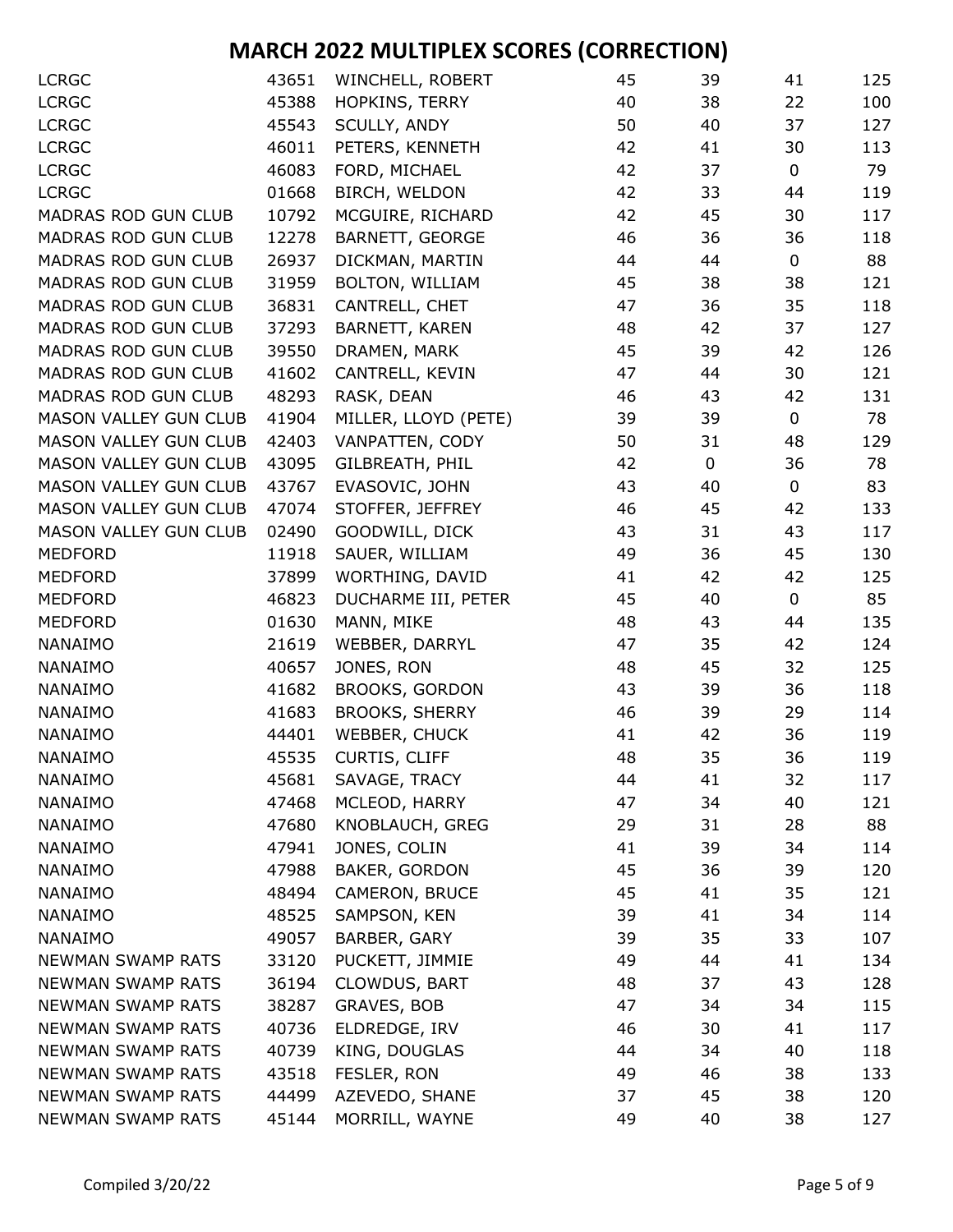# MARCH 2022 MULTIPLEX SCORES (CORRECTION)

| | | | | | | |
|---|---|---|---|---|---|---|
| LCRGC | 43651 | WINCHELL, ROBERT | 45 | 39 | 41 | 125 |
| LCRGC | 45388 | HOPKINS, TERRY | 40 | 38 | 22 | 100 |
| LCRGC | 45543 | SCULLY, ANDY | 50 | 40 | 37 | 127 |
| LCRGC | 46011 | PETERS, KENNETH | 42 | 41 | 30 | 113 |
| LCRGC | 46083 | FORD, MICHAEL | 42 | 37 | 0 | 79 |
| LCRGC | 01668 | BIRCH, WELDON | 42 | 33 | 44 | 119 |
| MADRAS ROD GUN CLUB | 10792 | MCGUIRE, RICHARD | 42 | 45 | 30 | 117 |
| MADRAS ROD GUN CLUB | 12278 | BARNETT, GEORGE | 46 | 36 | 36 | 118 |
| MADRAS ROD GUN CLUB | 26937 | DICKMAN, MARTIN | 44 | 44 | 0 | 88 |
| MADRAS ROD GUN CLUB | 31959 | BOLTON, WILLIAM | 45 | 38 | 38 | 121 |
| MADRAS ROD GUN CLUB | 36831 | CANTRELL, CHET | 47 | 36 | 35 | 118 |
| MADRAS ROD GUN CLUB | 37293 | BARNETT, KAREN | 48 | 42 | 37 | 127 |
| MADRAS ROD GUN CLUB | 39550 | DRAMEN, MARK | 45 | 39 | 42 | 126 |
| MADRAS ROD GUN CLUB | 41602 | CANTRELL, KEVIN | 47 | 44 | 30 | 121 |
| MADRAS ROD GUN CLUB | 48293 | RASK, DEAN | 46 | 43 | 42 | 131 |
| MASON VALLEY GUN CLUB | 41904 | MILLER, LLOYD (PETE) | 39 | 39 | 0 | 78 |
| MASON VALLEY GUN CLUB | 42403 | VANPATTEN, CODY | 50 | 31 | 48 | 129 |
| MASON VALLEY GUN CLUB | 43095 | GILBREATH, PHIL | 42 | 0 | 36 | 78 |
| MASON VALLEY GUN CLUB | 43767 | EVASOVIC, JOHN | 43 | 40 | 0 | 83 |
| MASON VALLEY GUN CLUB | 47074 | STOFFER, JEFFREY | 46 | 45 | 42 | 133 |
| MASON VALLEY GUN CLUB | 02490 | GOODWILL, DICK | 43 | 31 | 43 | 117 |
| MEDFORD | 11918 | SAUER, WILLIAM | 49 | 36 | 45 | 130 |
| MEDFORD | 37899 | WORTHING, DAVID | 41 | 42 | 42 | 125 |
| MEDFORD | 46823 | DUCHARME III, PETER | 45 | 40 | 0 | 85 |
| MEDFORD | 01630 | MANN, MIKE | 48 | 43 | 44 | 135 |
| NANAIMO | 21619 | WEBBER, DARRYL | 47 | 35 | 42 | 124 |
| NANAIMO | 40657 | JONES, RON | 48 | 45 | 32 | 125 |
| NANAIMO | 41682 | BROOKS, GORDON | 43 | 39 | 36 | 118 |
| NANAIMO | 41683 | BROOKS, SHERRY | 46 | 39 | 29 | 114 |
| NANAIMO | 44401 | WEBBER, CHUCK | 41 | 42 | 36 | 119 |
| NANAIMO | 45535 | CURTIS, CLIFF | 48 | 35 | 36 | 119 |
| NANAIMO | 45681 | SAVAGE, TRACY | 44 | 41 | 32 | 117 |
| NANAIMO | 47468 | MCLEOD, HARRY | 47 | 34 | 40 | 121 |
| NANAIMO | 47680 | KNOBLAUCH, GREG | 29 | 31 | 28 | 88 |
| NANAIMO | 47941 | JONES, COLIN | 41 | 39 | 34 | 114 |
| NANAIMO | 47988 | BAKER, GORDON | 45 | 36 | 39 | 120 |
| NANAIMO | 48494 | CAMERON, BRUCE | 45 | 41 | 35 | 121 |
| NANAIMO | 48525 | SAMPSON, KEN | 39 | 41 | 34 | 114 |
| NANAIMO | 49057 | BARBER, GARY | 39 | 35 | 33 | 107 |
| NEWMAN SWAMP RATS | 33120 | PUCKETT, JIMMIE | 49 | 44 | 41 | 134 |
| NEWMAN SWAMP RATS | 36194 | CLOWDUS, BART | 48 | 37 | 43 | 128 |
| NEWMAN SWAMP RATS | 38287 | GRAVES, BOB | 47 | 34 | 34 | 115 |
| NEWMAN SWAMP RATS | 40736 | ELDREDGE, IRV | 46 | 30 | 41 | 117 |
| NEWMAN SWAMP RATS | 40739 | KING, DOUGLAS | 44 | 34 | 40 | 118 |
| NEWMAN SWAMP RATS | 43518 | FESLER, RON | 49 | 46 | 38 | 133 |
| NEWMAN SWAMP RATS | 44499 | AZEVEDO, SHANE | 37 | 45 | 38 | 120 |
| NEWMAN SWAMP RATS | 45144 | MORRILL, WAYNE | 49 | 40 | 38 | 127 |

Compiled 3/20/22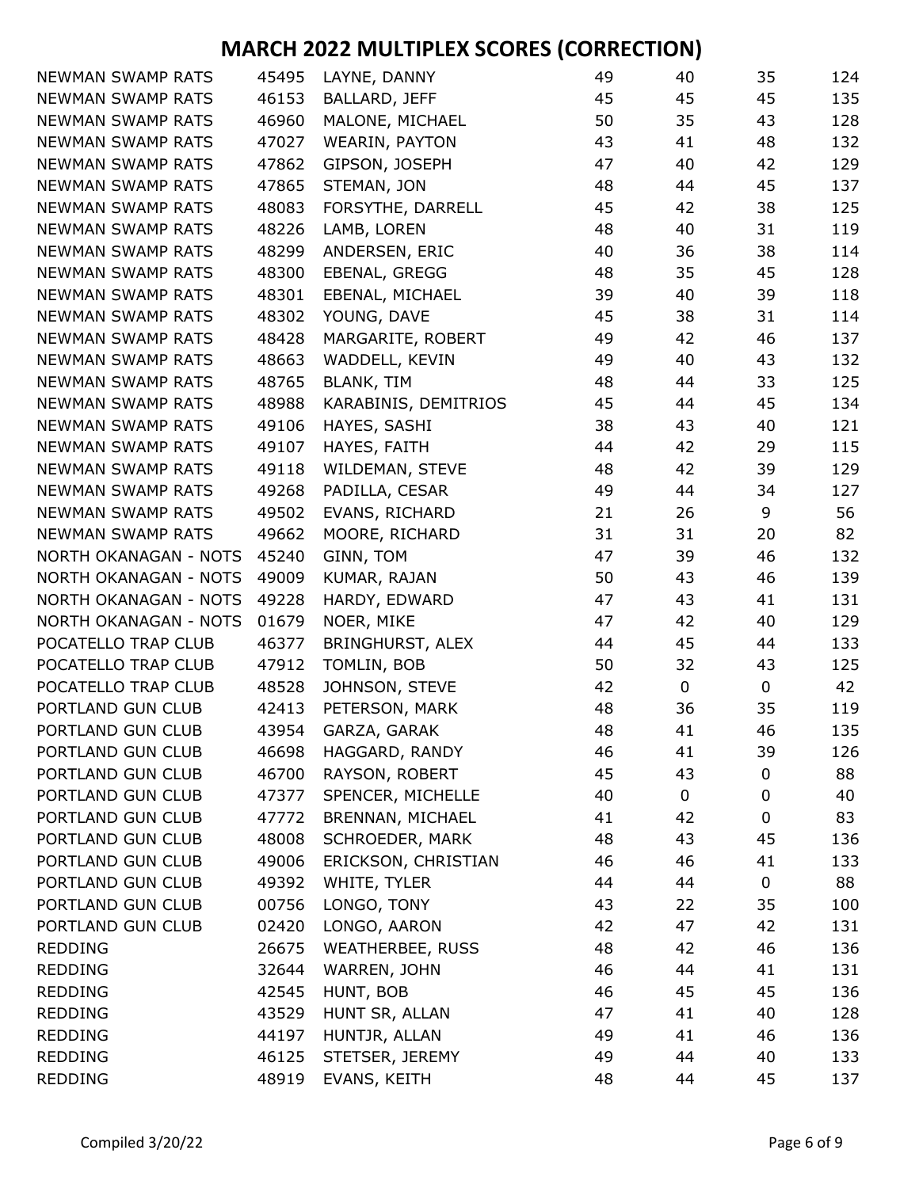# MARCH 2022 MULTIPLEX SCORES (CORRECTION)

| | | | | | | |
|---|---|---|---|---|---|---|
| NEWMAN SWAMP RATS | 45495 | LAYNE, DANNY | 49 | 40 | 35 | 124 |
| NEWMAN SWAMP RATS | 46153 | BALLARD, JEFF | 45 | 45 | 45 | 135 |
| NEWMAN SWAMP RATS | 46960 | MALONE, MICHAEL | 50 | 35 | 43 | 128 |
| NEWMAN SWAMP RATS | 47027 | WEARIN, PAYTON | 43 | 41 | 48 | 132 |
| NEWMAN SWAMP RATS | 47862 | GIPSON, JOSEPH | 47 | 40 | 42 | 129 |
| NEWMAN SWAMP RATS | 47865 | STEMAN, JON | 48 | 44 | 45 | 137 |
| NEWMAN SWAMP RATS | 48083 | FORSYTHE, DARRELL | 45 | 42 | 38 | 125 |
| NEWMAN SWAMP RATS | 48226 | LAMB, LOREN | 48 | 40 | 31 | 119 |
| NEWMAN SWAMP RATS | 48299 | ANDERSEN, ERIC | 40 | 36 | 38 | 114 |
| NEWMAN SWAMP RATS | 48300 | EBENAL, GREGG | 48 | 35 | 45 | 128 |
| NEWMAN SWAMP RATS | 48301 | EBENAL, MICHAEL | 39 | 40 | 39 | 118 |
| NEWMAN SWAMP RATS | 48302 | YOUNG, DAVE | 45 | 38 | 31 | 114 |
| NEWMAN SWAMP RATS | 48428 | MARGARITE, ROBERT | 49 | 42 | 46 | 137 |
| NEWMAN SWAMP RATS | 48663 | WADDELL, KEVIN | 49 | 40 | 43 | 132 |
| NEWMAN SWAMP RATS | 48765 | BLANK, TIM | 48 | 44 | 33 | 125 |
| NEWMAN SWAMP RATS | 48988 | KARABINIS, DEMITRIOS | 45 | 44 | 45 | 134 |
| NEWMAN SWAMP RATS | 49106 | HAYES, SASHI | 38 | 43 | 40 | 121 |
| NEWMAN SWAMP RATS | 49107 | HAYES, FAITH | 44 | 42 | 29 | 115 |
| NEWMAN SWAMP RATS | 49118 | WILDEMAN, STEVE | 48 | 42 | 39 | 129 |
| NEWMAN SWAMP RATS | 49268 | PADILLA, CESAR | 49 | 44 | 34 | 127 |
| NEWMAN SWAMP RATS | 49502 | EVANS, RICHARD | 21 | 26 | 9 | 56 |
| NEWMAN SWAMP RATS | 49662 | MOORE, RICHARD | 31 | 31 | 20 | 82 |
| NORTH OKANAGAN - NOTS | 45240 | GINN, TOM | 47 | 39 | 46 | 132 |
| NORTH OKANAGAN - NOTS | 49009 | KUMAR, RAJAN | 50 | 43 | 46 | 139 |
| NORTH OKANAGAN - NOTS | 49228 | HARDY, EDWARD | 47 | 43 | 41 | 131 |
| NORTH OKANAGAN - NOTS | 01679 | NOER, MIKE | 47 | 42 | 40 | 129 |
| POCATELLO TRAP CLUB | 46377 | BRINGHURST, ALEX | 44 | 45 | 44 | 133 |
| POCATELLO TRAP CLUB | 47912 | TOMLIN, BOB | 50 | 32 | 43 | 125 |
| POCATELLO TRAP CLUB | 48528 | JOHNSON, STEVE | 42 | 0 | 0 | 42 |
| PORTLAND GUN CLUB | 42413 | PETERSON, MARK | 48 | 36 | 35 | 119 |
| PORTLAND GUN CLUB | 43954 | GARZA, GARAK | 48 | 41 | 46 | 135 |
| PORTLAND GUN CLUB | 46698 | HAGGARD, RANDY | 46 | 41 | 39 | 126 |
| PORTLAND GUN CLUB | 46700 | RAYSON, ROBERT | 45 | 43 | 0 | 88 |
| PORTLAND GUN CLUB | 47377 | SPENCER, MICHELLE | 40 | 0 | 0 | 40 |
| PORTLAND GUN CLUB | 47772 | BRENNAN, MICHAEL | 41 | 42 | 0 | 83 |
| PORTLAND GUN CLUB | 48008 | SCHROEDER, MARK | 48 | 43 | 45 | 136 |
| PORTLAND GUN CLUB | 49006 | ERICKSON, CHRISTIAN | 46 | 46 | 41 | 133 |
| PORTLAND GUN CLUB | 49392 | WHITE, TYLER | 44 | 44 | 0 | 88 |
| PORTLAND GUN CLUB | 00756 | LONGO, TONY | 43 | 22 | 35 | 100 |
| PORTLAND GUN CLUB | 02420 | LONGO, AARON | 42 | 47 | 42 | 131 |
| REDDING | 26675 | WEATHERBEE, RUSS | 48 | 42 | 46 | 136 |
| REDDING | 32644 | WARREN, JOHN | 46 | 44 | 41 | 131 |
| REDDING | 42545 | HUNT, BOB | 46 | 45 | 45 | 136 |
| REDDING | 43529 | HUNT SR, ALLAN | 47 | 41 | 40 | 128 |
| REDDING | 44197 | HUNTJR, ALLAN | 49 | 41 | 46 | 136 |
| REDDING | 46125 | STETSER, JEREMY | 49 | 44 | 40 | 133 |
| REDDING | 48919 | EVANS, KEITH | 48 | 44 | 45 | 137 |

Compiled 3/20/22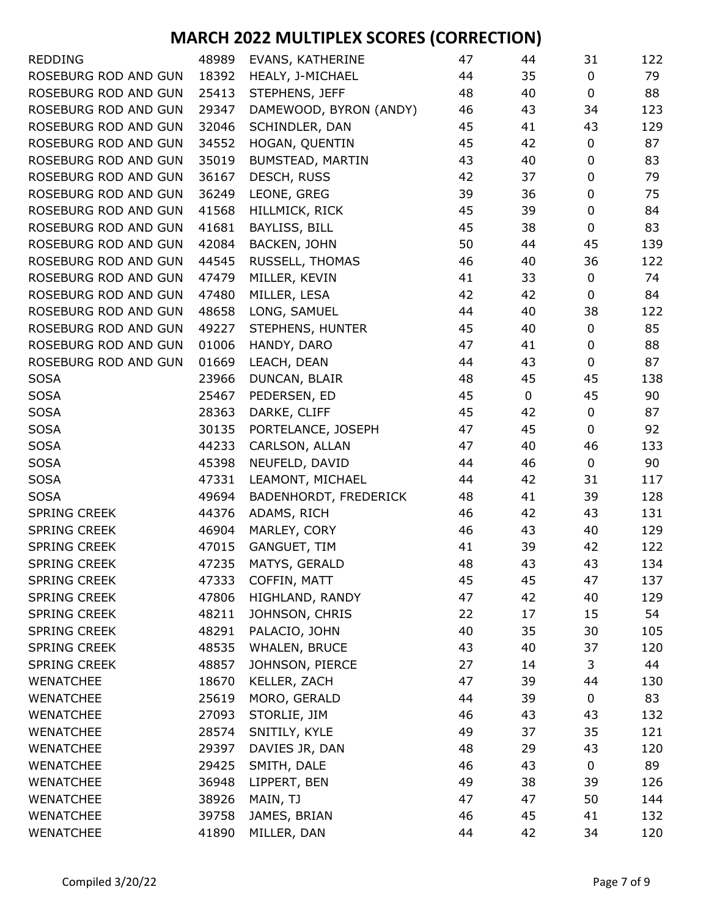# MARCH 2022 MULTIPLEX SCORES (CORRECTION)

| | | | | | | |
|---|---|---|---|---|---|---|
| REDDING | 48989 | EVANS, KATHERINE | 47 | 44 | 31 | 122 |
| ROSEBURG ROD AND GUN | 18392 | HEALY, J-MICHAEL | 44 | 35 | 0 | 79 |
| ROSEBURG ROD AND GUN | 25413 | STEPHENS, JEFF | 48 | 40 | 0 | 88 |
| ROSEBURG ROD AND GUN | 29347 | DAMEWOOD, BYRON (ANDY) | 46 | 43 | 34 | 123 |
| ROSEBURG ROD AND GUN | 32046 | SCHINDLER, DAN | 45 | 41 | 43 | 129 |
| ROSEBURG ROD AND GUN | 34552 | HOGAN, QUENTIN | 45 | 42 | 0 | 87 |
| ROSEBURG ROD AND GUN | 35019 | BUMSTEAD, MARTIN | 43 | 40 | 0 | 83 |
| ROSEBURG ROD AND GUN | 36167 | DESCH, RUSS | 42 | 37 | 0 | 79 |
| ROSEBURG ROD AND GUN | 36249 | LEONE, GREG | 39 | 36 | 0 | 75 |
| ROSEBURG ROD AND GUN | 41568 | HILLMICK, RICK | 45 | 39 | 0 | 84 |
| ROSEBURG ROD AND GUN | 41681 | BAYLISS, BILL | 45 | 38 | 0 | 83 |
| ROSEBURG ROD AND GUN | 42084 | BACKEN, JOHN | 50 | 44 | 45 | 139 |
| ROSEBURG ROD AND GUN | 44545 | RUSSELL, THOMAS | 46 | 40 | 36 | 122 |
| ROSEBURG ROD AND GUN | 47479 | MILLER, KEVIN | 41 | 33 | 0 | 74 |
| ROSEBURG ROD AND GUN | 47480 | MILLER, LESA | 42 | 42 | 0 | 84 |
| ROSEBURG ROD AND GUN | 48658 | LONG, SAMUEL | 44 | 40 | 38 | 122 |
| ROSEBURG ROD AND GUN | 49227 | STEPHENS, HUNTER | 45 | 40 | 0 | 85 |
| ROSEBURG ROD AND GUN | 01006 | HANDY, DARO | 47 | 41 | 0 | 88 |
| ROSEBURG ROD AND GUN | 01669 | LEACH, DEAN | 44 | 43 | 0 | 87 |
| SOSA | 23966 | DUNCAN, BLAIR | 48 | 45 | 45 | 138 |
| SOSA | 25467 | PEDERSEN, ED | 45 | 0 | 45 | 90 |
| SOSA | 28363 | DARKE, CLIFF | 45 | 42 | 0 | 87 |
| SOSA | 30135 | PORTELANCE, JOSEPH | 47 | 45 | 0 | 92 |
| SOSA | 44233 | CARLSON, ALLAN | 47 | 40 | 46 | 133 |
| SOSA | 45398 | NEUFELD, DAVID | 44 | 46 | 0 | 90 |
| SOSA | 47331 | LEAMONT, MICHAEL | 44 | 42 | 31 | 117 |
| SOSA | 49694 | BADENHORDT, FREDERICK | 48 | 41 | 39 | 128 |
| SPRING CREEK | 44376 | ADAMS, RICH | 46 | 42 | 43 | 131 |
| SPRING CREEK | 46904 | MARLEY, CORY | 46 | 43 | 40 | 129 |
| SPRING CREEK | 47015 | GANGUET, TIM | 41 | 39 | 42 | 122 |
| SPRING CREEK | 47235 | MATYS, GERALD | 48 | 43 | 43 | 134 |
| SPRING CREEK | 47333 | COFFIN, MATT | 45 | 45 | 47 | 137 |
| SPRING CREEK | 47806 | HIGHLAND, RANDY | 47 | 42 | 40 | 129 |
| SPRING CREEK | 48211 | JOHNSON, CHRIS | 22 | 17 | 15 | 54 |
| SPRING CREEK | 48291 | PALACIO, JOHN | 40 | 35 | 30 | 105 |
| SPRING CREEK | 48535 | WHALEN, BRUCE | 43 | 40 | 37 | 120 |
| SPRING CREEK | 48857 | JOHNSON, PIERCE | 27 | 14 | 3 | 44 |
| WENATCHEE | 18670 | KELLER, ZACH | 47 | 39 | 44 | 130 |
| WENATCHEE | 25619 | MORO, GERALD | 44 | 39 | 0 | 83 |
| WENATCHEE | 27093 | STORLIE, JIM | 46 | 43 | 43 | 132 |
| WENATCHEE | 28574 | SNITILY, KYLE | 49 | 37 | 35 | 121 |
| WENATCHEE | 29397 | DAVIES JR, DAN | 48 | 29 | 43 | 120 |
| WENATCHEE | 29425 | SMITH, DALE | 46 | 43 | 0 | 89 |
| WENATCHEE | 36948 | LIPPERT, BEN | 49 | 38 | 39 | 126 |
| WENATCHEE | 38926 | MAIN, TJ | 47 | 47 | 50 | 144 |
| WENATCHEE | 39758 | JAMES, BRIAN | 46 | 45 | 41 | 132 |
| WENATCHEE | 41890 | MILLER, DAN | 44 | 42 | 34 | 120 |

Compiled 3/20/22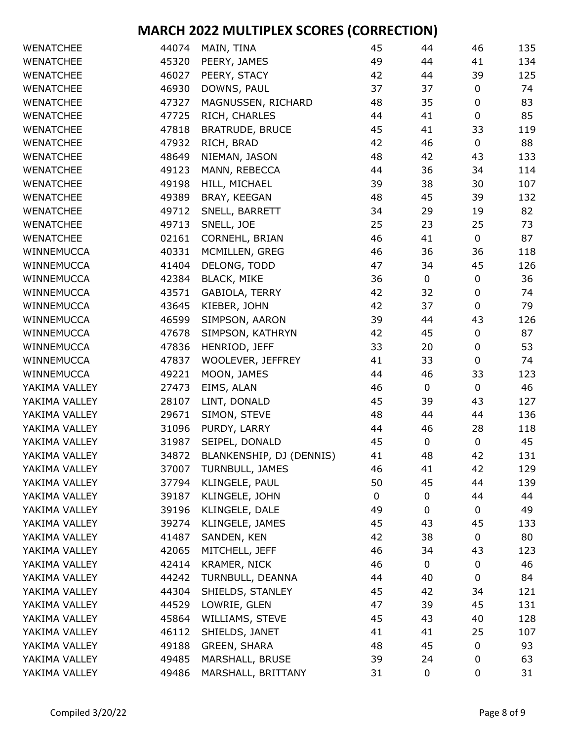# MARCH 2022 MULTIPLEX SCORES (CORRECTION)

| | | | | | | |
|---|---|---|---|---|---|---|
| WENATCHEE | 44074 | MAIN, TINA | 45 | 44 | 46 | 135 |
| WENATCHEE | 45320 | PEERY, JAMES | 49 | 44 | 41 | 134 |
| WENATCHEE | 46027 | PEERY, STACY | 42 | 44 | 39 | 125 |
| WENATCHEE | 46930 | DOWNS, PAUL | 37 | 37 | 0 | 74 |
| WENATCHEE | 47327 | MAGNUSSEN, RICHARD | 48 | 35 | 0 | 83 |
| WENATCHEE | 47725 | RICH, CHARLES | 44 | 41 | 0 | 85 |
| WENATCHEE | 47818 | BRATRUDE, BRUCE | 45 | 41 | 33 | 119 |
| WENATCHEE | 47932 | RICH, BRAD | 42 | 46 | 0 | 88 |
| WENATCHEE | 48649 | NIEMAN, JASON | 48 | 42 | 43 | 133 |
| WENATCHEE | 49123 | MANN, REBECCA | 44 | 36 | 34 | 114 |
| WENATCHEE | 49198 | HILL, MICHAEL | 39 | 38 | 30 | 107 |
| WENATCHEE | 49389 | BRAY, KEEGAN | 48 | 45 | 39 | 132 |
| WENATCHEE | 49712 | SNELL, BARRETT | 34 | 29 | 19 | 82 |
| WENATCHEE | 49713 | SNELL, JOE | 25 | 23 | 25 | 73 |
| WENATCHEE | 02161 | CORNEHL, BRIAN | 46 | 41 | 0 | 87 |
| WINNEMUCCA | 40331 | MCMILLEN, GREG | 46 | 36 | 36 | 118 |
| WINNEMUCCA | 41404 | DELONG, TODD | 47 | 34 | 45 | 126 |
| WINNEMUCCA | 42384 | BLACK, MIKE | 36 | 0 | 0 | 36 |
| WINNEMUCCA | 43571 | GABIOLA, TERRY | 42 | 32 | 0 | 74 |
| WINNEMUCCA | 43645 | KIEBER, JOHN | 42 | 37 | 0 | 79 |
| WINNEMUCCA | 46599 | SIMPSON, AARON | 39 | 44 | 43 | 126 |
| WINNEMUCCA | 47678 | SIMPSON, KATHRYN | 42 | 45 | 0 | 87 |
| WINNEMUCCA | 47836 | HENRIOD, JEFF | 33 | 20 | 0 | 53 |
| WINNEMUCCA | 47837 | WOOLEVER, JEFFREY | 41 | 33 | 0 | 74 |
| WINNEMUCCA | 49221 | MOON, JAMES | 44 | 46 | 33 | 123 |
| YAKIMA VALLEY | 27473 | EIMS, ALAN | 46 | 0 | 0 | 46 |
| YAKIMA VALLEY | 28107 | LINT, DONALD | 45 | 39 | 43 | 127 |
| YAKIMA VALLEY | 29671 | SIMON, STEVE | 48 | 44 | 44 | 136 |
| YAKIMA VALLEY | 31096 | PURDY, LARRY | 44 | 46 | 28 | 118 |
| YAKIMA VALLEY | 31987 | SEIPEL, DONALD | 45 | 0 | 0 | 45 |
| YAKIMA VALLEY | 34872 | BLANKENSHIP, DJ (DENNIS) | 41 | 48 | 42 | 131 |
| YAKIMA VALLEY | 37007 | TURNBULL, JAMES | 46 | 41 | 42 | 129 |
| YAKIMA VALLEY | 37794 | KLINGELE, PAUL | 50 | 45 | 44 | 139 |
| YAKIMA VALLEY | 39187 | KLINGELE, JOHN | 0 | 0 | 44 | 44 |
| YAKIMA VALLEY | 39196 | KLINGELE, DALE | 49 | 0 | 0 | 49 |
| YAKIMA VALLEY | 39274 | KLINGELE, JAMES | 45 | 43 | 45 | 133 |
| YAKIMA VALLEY | 41487 | SANDEN, KEN | 42 | 38 | 0 | 80 |
| YAKIMA VALLEY | 42065 | MITCHELL, JEFF | 46 | 34 | 43 | 123 |
| YAKIMA VALLEY | 42414 | KRAMER, NICK | 46 | 0 | 0 | 46 |
| YAKIMA VALLEY | 44242 | TURNBULL, DEANNA | 44 | 40 | 0 | 84 |
| YAKIMA VALLEY | 44304 | SHIELDS, STANLEY | 45 | 42 | 34 | 121 |
| YAKIMA VALLEY | 44529 | LOWRIE, GLEN | 47 | 39 | 45 | 131 |
| YAKIMA VALLEY | 45864 | WILLIAMS, STEVE | 45 | 43 | 40 | 128 |
| YAKIMA VALLEY | 46112 | SHIELDS, JANET | 41 | 41 | 25 | 107 |
| YAKIMA VALLEY | 49188 | GREEN, SHARA | 48 | 45 | 0 | 93 |
| YAKIMA VALLEY | 49485 | MARSHALL, BRUSE | 39 | 24 | 0 | 63 |
| YAKIMA VALLEY | 49486 | MARSHALL, BRITTANY | 31 | 0 | 0 | 31 |

Compiled 3/20/22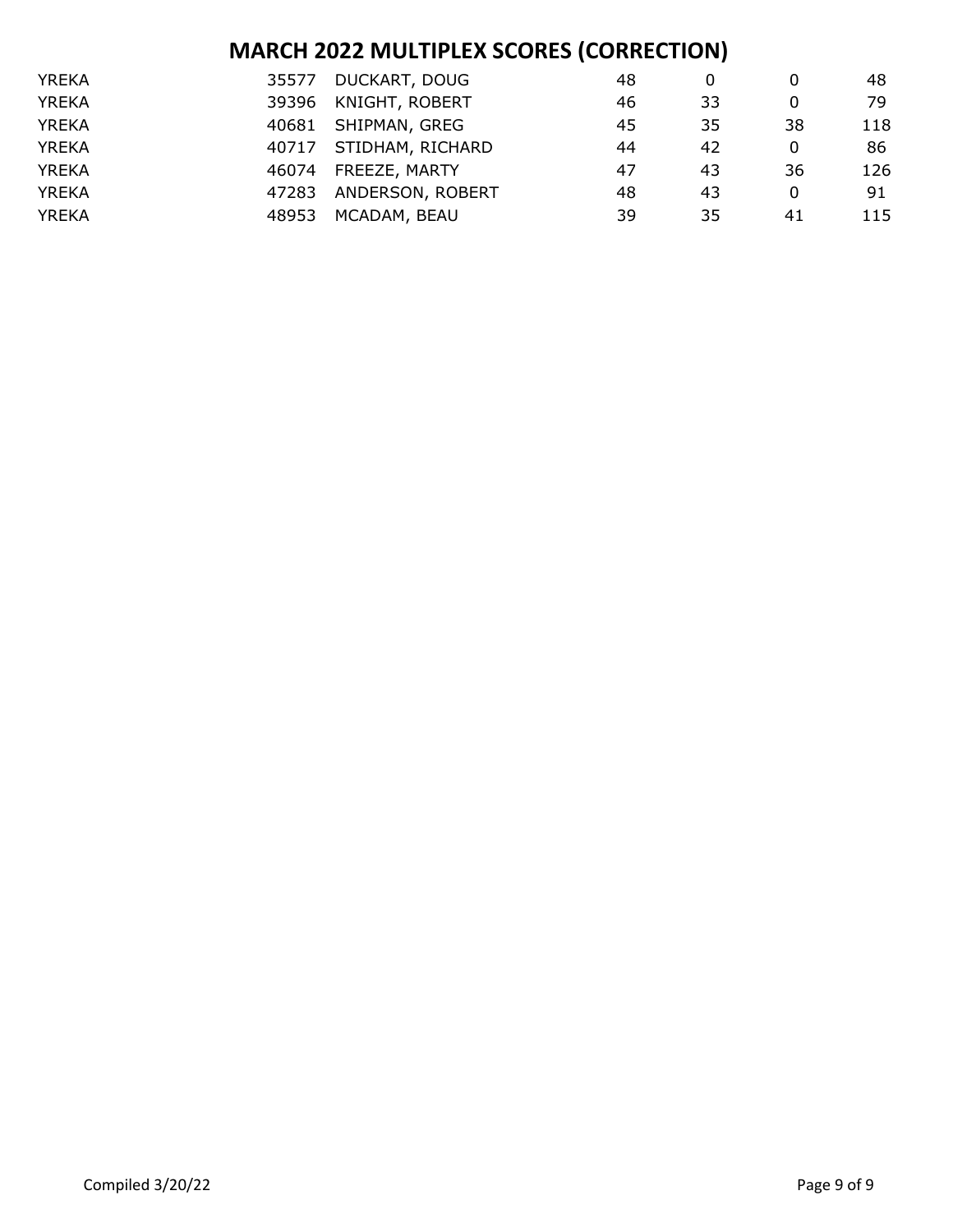# MARCH 2022 MULTIPLEX SCORES (CORRECTION)

| | | | | | | |
|---|---|---|---|---|---|---|
| YREKA | 35577 | DUCKART, DOUG | 48 | 0 | 0 | 48 |
| YREKA | 39396 | KNIGHT, ROBERT | 46 | 33 | 0 | 79 |
| YREKA | 40681 | SHIPMAN, GREG | 45 | 35 | 38 | 118 |
| YREKA | 40717 | STIDHAM, RICHARD | 44 | 42 | 0 | 86 |
| YREKA | 46074 | FREEZE, MARTY | 47 | 43 | 36 | 126 |
| YREKA | 47283 | ANDERSON, ROBERT | 48 | 43 | 0 | 91 |
| YREKA | 48953 | MCADAM, BEAU | 39 | 35 | 41 | 115 |

Compiled 3/20/22